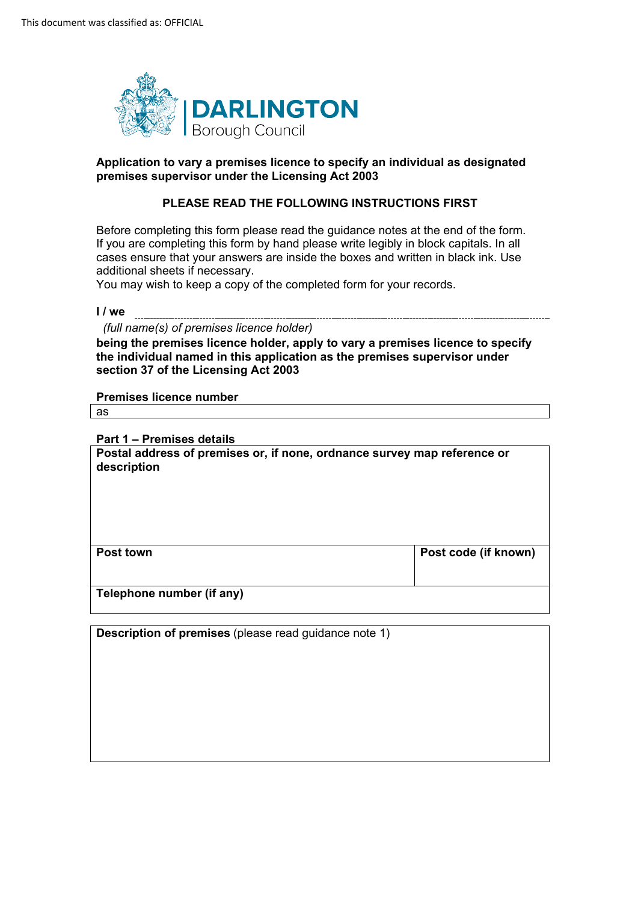This document was classified as: OFFICIAL

**DARLINGTON**
Borough Council

**Application to vary a premises licence to specify an individual as designated premises supervisor under the Licensing Act 2003**

**PLEASE READ THE FOLLOWING INSTRUCTIONS FIRST**

Before completing this form please read the guidance notes at the end of the form. If you are completing this form by hand please write legibly in block capitals. In all cases ensure that your answers are inside the boxes and written in black ink. Use additional sheets if necessary.
You may wish to keep a copy of the completed form for your records.

**I / we** ......................................................................................................................................

*(full name(s) of premises licence holder)*

**being the premises licence holder, apply to vary a premises licence to specify the individual named in this application as the premises supervisor under section 37 of the Licensing Act 2003**

**Premises licence number**

| as |
|---|

**Part 1 – Premises details**

| **Postal address of premises or, if none, ordnance survey map reference or description** | |
|---|---|
| **Post town** | **Post code (if known)** |
| **Telephone number (if any)** | |

| **Description of premises** (please read guidance note 1) |
|---|
| |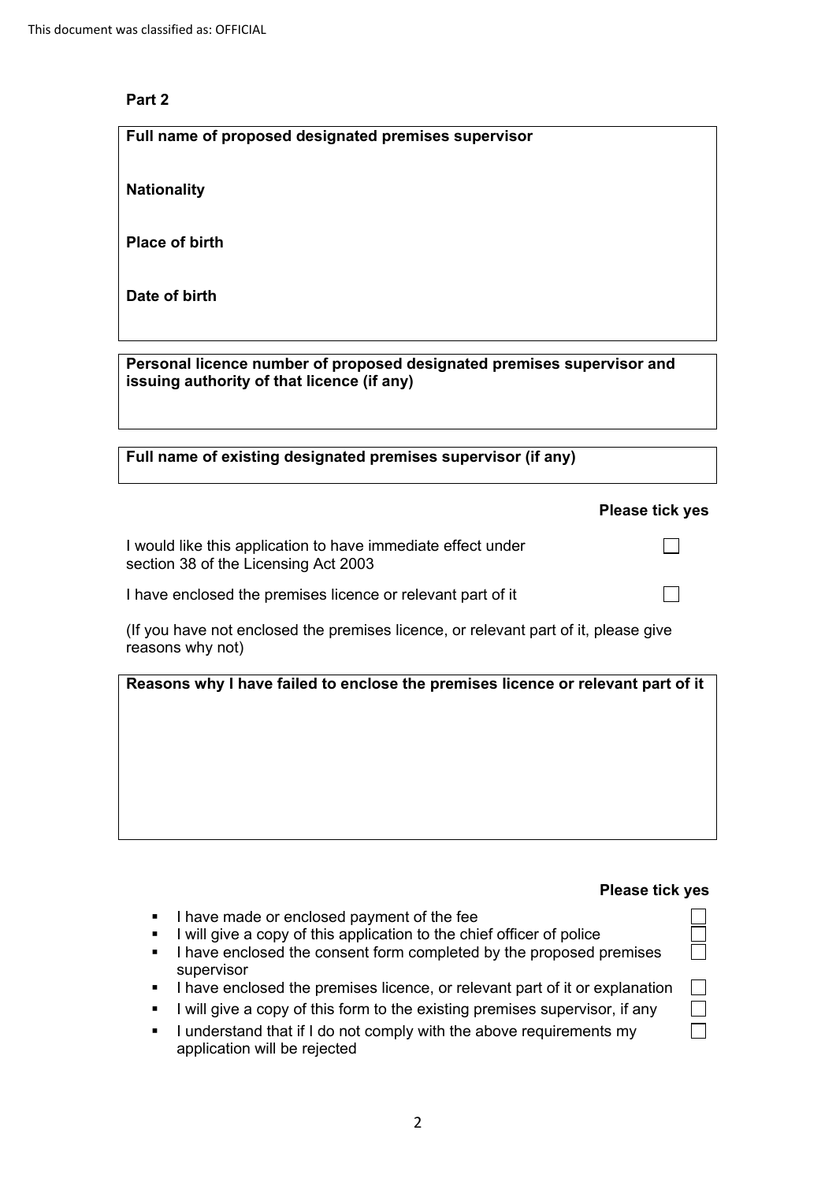## Part 2

**Full name of proposed designated premises supervisor**

**Nationality**

**Place of birth**

**Date of birth**

**Personal licence number of proposed designated premises supervisor and issuing authority of that licence (if any)**

**Full name of existing designated premises supervisor (if any)**

| | **Please tick yes** |
|---|---|
| I would like this application to have immediate effect under section 38 of the Licensing Act 2003 | ☐ |
| I have enclosed the premises licence or relevant part of it | ☐ |

(If you have not enclosed the premises licence, or relevant part of it, please give reasons why not)

**Reasons why I have failed to enclose the premises licence or relevant part of it**

**Please tick yes**

- I have made or enclosed payment of the fee ☐
- I will give a copy of this application to the chief officer of police ☐
- I have enclosed the consent form completed by the proposed premises supervisor ☐
- I have enclosed the premises licence, or relevant part of it or explanation ☐
- I will give a copy of this form to the existing premises supervisor, if any ☐
- I understand that if I do not comply with the above requirements my application will be rejected ☐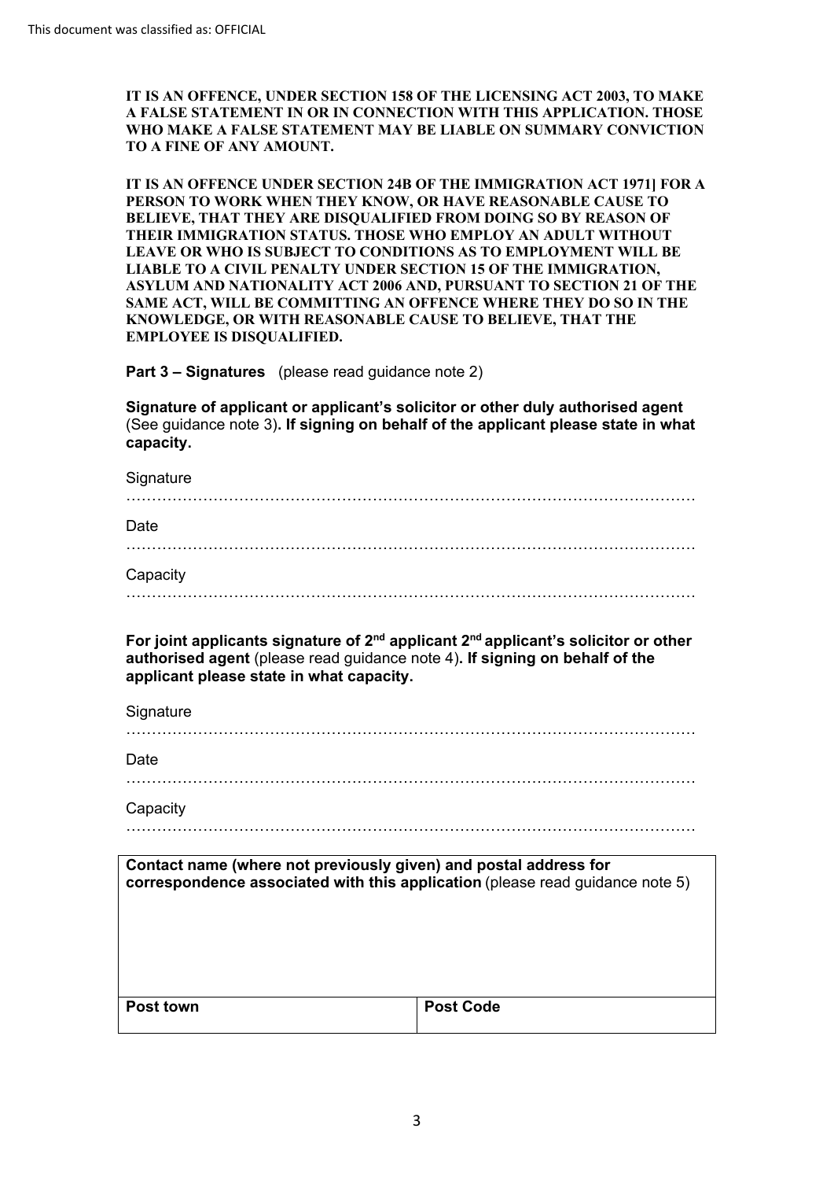**IT IS AN OFFENCE, UNDER SECTION 158 OF THE LICENSING ACT 2003, TO MAKE A FALSE STATEMENT IN OR IN CONNECTION WITH THIS APPLICATION. THOSE WHO MAKE A FALSE STATEMENT MAY BE LIABLE ON SUMMARY CONVICTION TO A FINE OF ANY AMOUNT.**

**IT IS AN OFFENCE UNDER SECTION 24B OF THE IMMIGRATION ACT 1971] FOR A PERSON TO WORK WHEN THEY KNOW, OR HAVE REASONABLE CAUSE TO BELIEVE, THAT THEY ARE DISQUALIFIED FROM DOING SO BY REASON OF THEIR IMMIGRATION STATUS. THOSE WHO EMPLOY AN ADULT WITHOUT LEAVE OR WHO IS SUBJECT TO CONDITIONS AS TO EMPLOYMENT WILL BE LIABLE TO A CIVIL PENALTY UNDER SECTION 15 OF THE IMMIGRATION, ASYLUM AND NATIONALITY ACT 2006 AND, PURSUANT TO SECTION 21 OF THE SAME ACT, WILL BE COMMITTING AN OFFENCE WHERE THEY DO SO IN THE KNOWLEDGE, OR WITH REASONABLE CAUSE TO BELIEVE, THAT THE EMPLOYEE IS DISQUALIFIED.**

**Part 3 – Signatures** (please read guidance note 2)

**Signature of applicant or applicant's solicitor or other duly authorised agent** (See guidance note 3)**. If signing on behalf of the applicant please state in what capacity.**

Signature

…………………………………………………………………………………………………

Date

…………………………………………………………………………………………………

Capacity

…………………………………………………………………………………………………

**For joint applicants signature of 2nd applicant 2nd applicant's solicitor or other authorised agent** (please read guidance note 4)**. If signing on behalf of the applicant please state in what capacity.**

Signature

…………………………………………………………………………………………………

Date

…………………………………………………………………………………………………

Capacity

…………………………………………………………………………………………………

| **Contact name (where not previously given) and postal address for correspondence associated with this application** (please read guidance note 5) | |
|---|---|
| | |
| **Post town** | **Post Code** |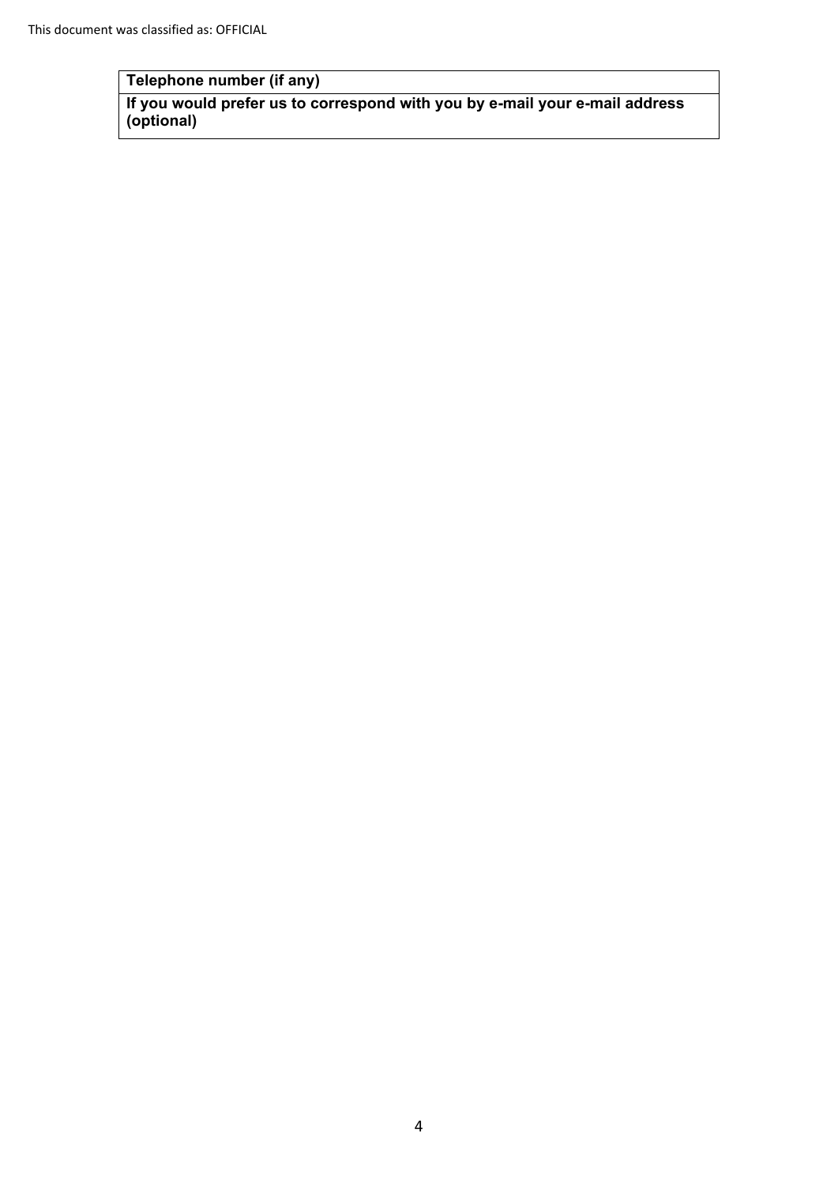| **Telephone number (if any)** |
| --- |
| **If you would prefer us to correspond with you by e-mail your e-mail address (optional)** |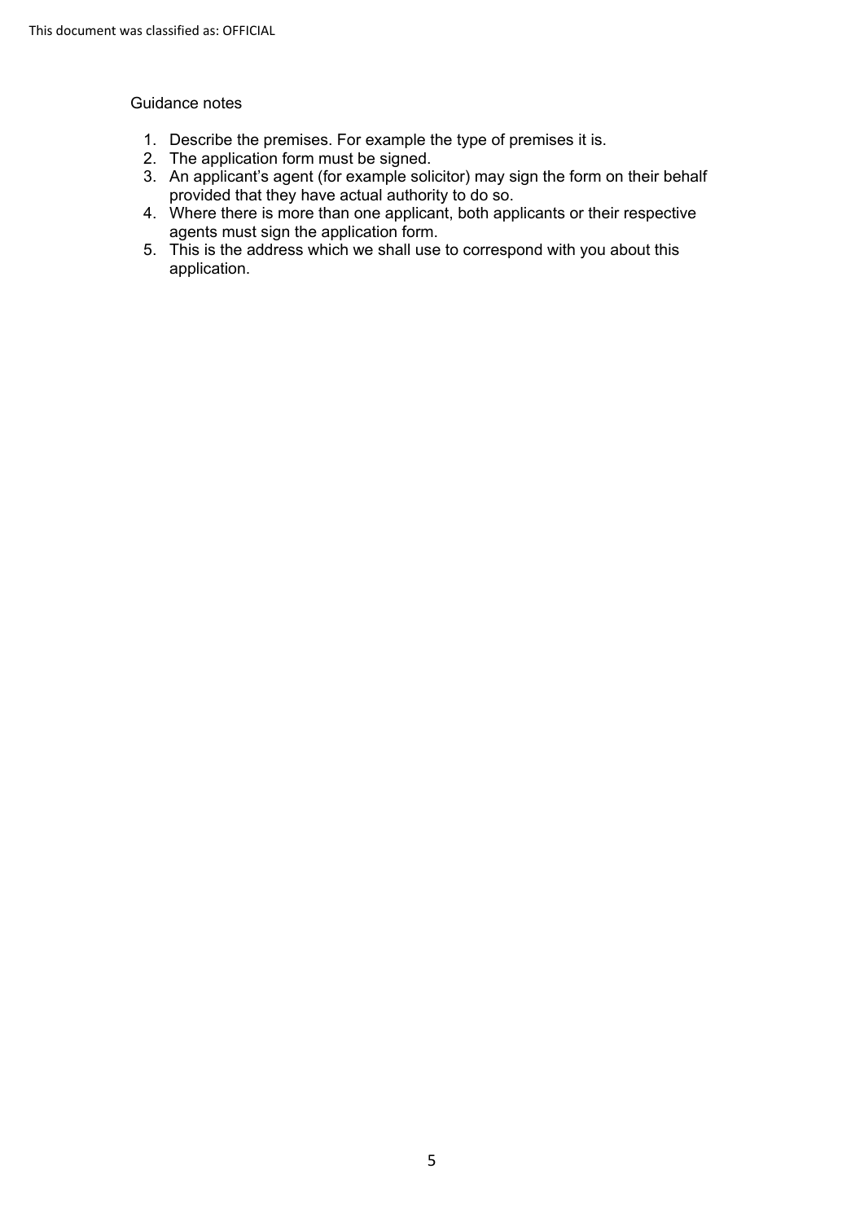Guidance notes

1. Describe the premises. For example the type of premises it is.
2. The application form must be signed.
3. An applicant's agent (for example solicitor) may sign the form on their behalf provided that they have actual authority to do so.
4. Where there is more than one applicant, both applicants or their respective agents must sign the application form.
5. This is the address which we shall use to correspond with you about this application.